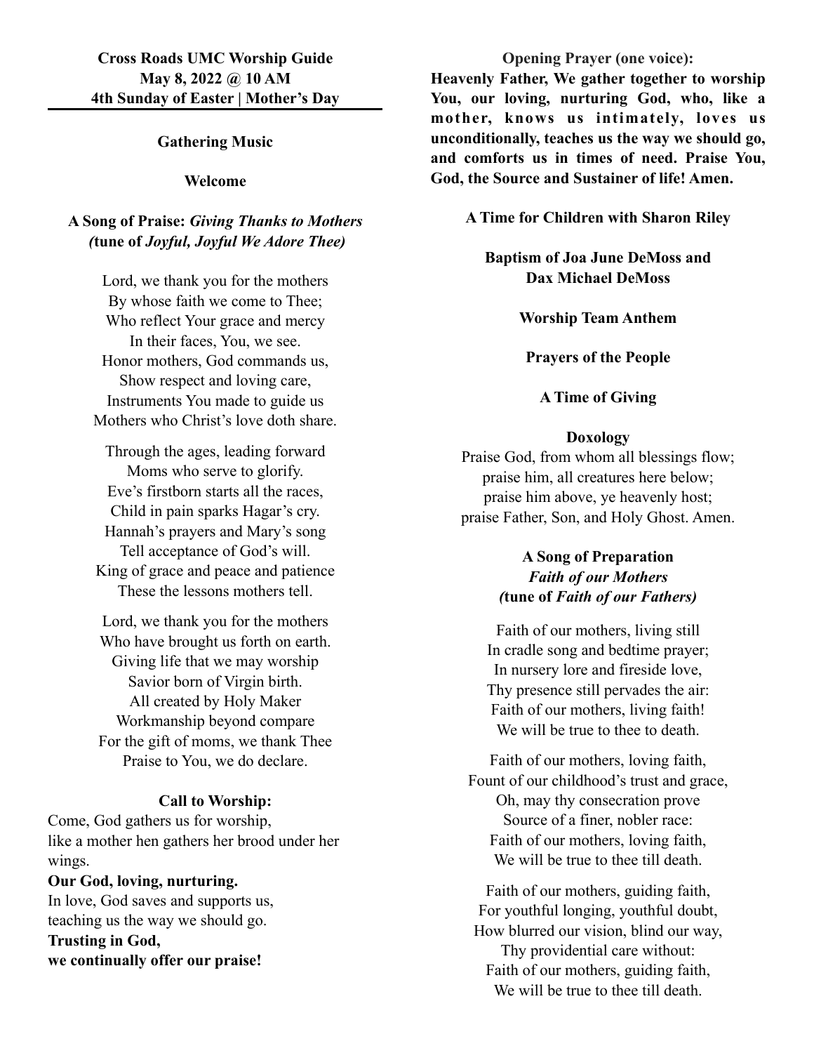**Cross Roads UMC Worship Guide**
**May 8, 2022 @ 10 AM**
**4th Sunday of Easter | Mother's Day**

---

**Gathering Music**

**Welcome**

**A Song of Praise:** ***Giving Thanks to Mothers***
***(*****tune of** ***Joyful, Joyful We Adore Thee)***

Lord, we thank you for the mothers
By whose faith we come to Thee;
Who reflect Your grace and mercy
In their faces, You, we see.
Honor mothers, God commands us,
Show respect and loving care,
Instruments You made to guide us
Mothers who Christ's love doth share.

Through the ages, leading forward
Moms who serve to glorify.
Eve's firstborn starts all the races,
Child in pain sparks Hagar's cry.
Hannah's prayers and Mary's song
Tell acceptance of God's will.
King of grace and peace and patience
These the lessons mothers tell.

Lord, we thank you for the mothers
Who have brought us forth on earth.
Giving life that we may worship
Savior born of Virgin birth.
All created by Holy Maker
Workmanship beyond compare
For the gift of moms, we thank Thee
Praise to You, we do declare.

**Call to Worship:**

Come, God gathers us for worship,
like a mother hen gathers her brood under her wings.
**Our God, loving, nurturing.**
In love, God saves and supports us,
teaching us the way we should go.
**Trusting in God,**
**we continually offer our praise!**

**Opening Prayer (one voice):**

**Heavenly Father, We gather together to worship You, our loving, nurturing God, who, like a mother, knows us intimately, loves us unconditionally, teaches us the way we should go, and comforts us in times of need. Praise You, God, the Source and Sustainer of life! Amen.**

**A Time for Children with Sharon Riley**

**Baptism of Joa June DeMoss and Dax Michael DeMoss**

**Worship Team Anthem**

**Prayers of the People**

**A Time of Giving**

**Doxology**

Praise God, from whom all blessings flow;
praise him, all creatures here below;
praise him above, ye heavenly host;
praise Father, Son, and Holy Ghost. Amen.

**A Song of Preparation**
***Faith of our Mothers***
***(*****tune of** ***Faith of our Fathers)***

Faith of our mothers, living still
In cradle song and bedtime prayer;
In nursery lore and fireside love,
Thy presence still pervades the air:
Faith of our mothers, living faith!
We will be true to thee to death.

Faith of our mothers, loving faith,
Fount of our childhood's trust and grace,
Oh, may thy consecration prove
Source of a finer, nobler race:
Faith of our mothers, loving faith,
We will be true to thee till death.

Faith of our mothers, guiding faith,
For youthful longing, youthful doubt,
How blurred our vision, blind our way,
Thy providential care without:
Faith of our mothers, guiding faith,
We will be true to thee till death.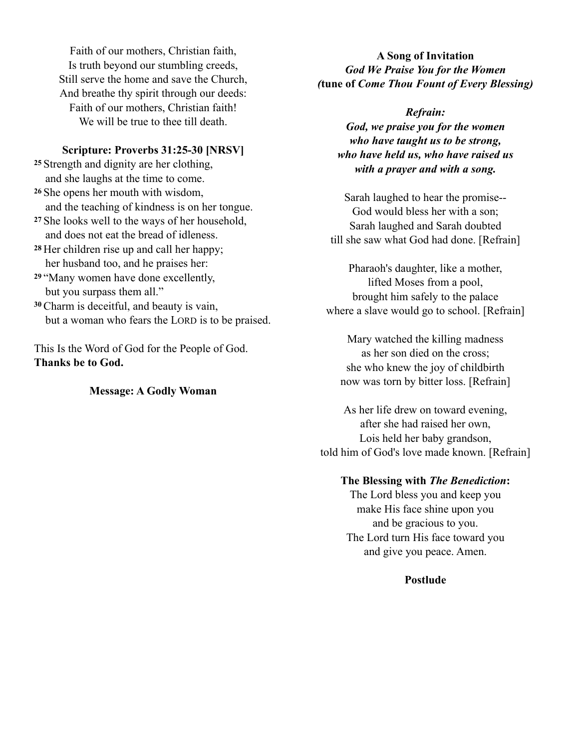Faith of our mothers, Christian faith,  
Is truth beyond our stumbling creeds,  
Still serve the home and save the Church,  
And breathe thy spirit through our deeds:  
Faith of our mothers, Christian faith!  
We will be true to thee till death.

**Scripture: Proverbs 31:25-30 [NRSV]**

[25] Strength and dignity are her clothing,  
and she laughs at the time to come.  
[26] She opens her mouth with wisdom,  
and the teaching of kindness is on her tongue.  
[27] She looks well to the ways of her household,  
and does not eat the bread of idleness.  
[28] Her children rise up and call her happy;  
her husband too, and he praises her:  
[29] "Many women have done excellently,  
but you surpass them all."  
[30] Charm is deceitful, and beauty is vain,  
but a woman who fears the LORD is to be praised.

This Is the Word of God for the People of God.  
**Thanks be to God.**

**Message: A Godly Woman**

**A Song of Invitation**  
***God We Praise You for the Women***  
***(*tune of *Come Thou Fount of Every Blessing)***

***Refrain:***  
***God, we praise you for the women***  
***who have taught us to be strong,***  
***who have held us, who have raised us***  
***with a prayer and with a song.***

Sarah laughed to hear the promise--  
God would bless her with a son;  
Sarah laughed and Sarah doubted  
till she saw what God had done. [Refrain]

Pharaoh's daughter, like a mother,  
lifted Moses from a pool,  
brought him safely to the palace  
where a slave would go to school. [Refrain]

Mary watched the killing madness  
as her son died on the cross;  
she who knew the joy of childbirth  
now was torn by bitter loss. [Refrain]

As her life drew on toward evening,  
after she had raised her own,  
Lois held her baby grandson,  
told him of God's love made known. [Refrain]

**The Blessing with *The Benediction*:**

The Lord bless you and keep you  
make His face shine upon you  
and be gracious to you.  
The Lord turn His face toward you  
and give you peace. Amen.

**Postlude**